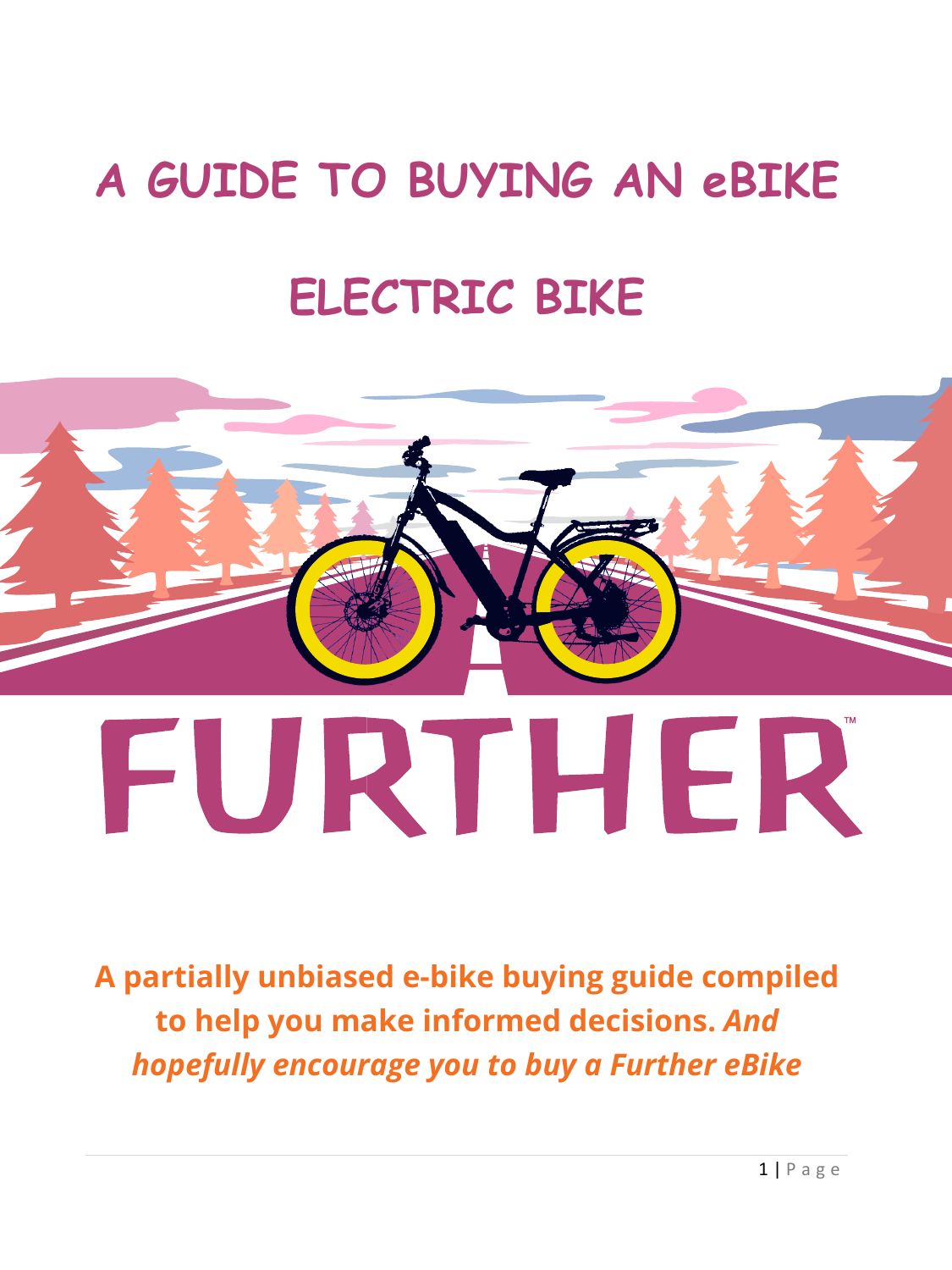# A GUIDE TO BUYING AN eBIKE

# ELECTRIC BIKE

FURTHER™

**A partially unbiased e-bike buying guide compiled to help you make informed decisions.** ***And hopefully encourage you to buy a Further eBike***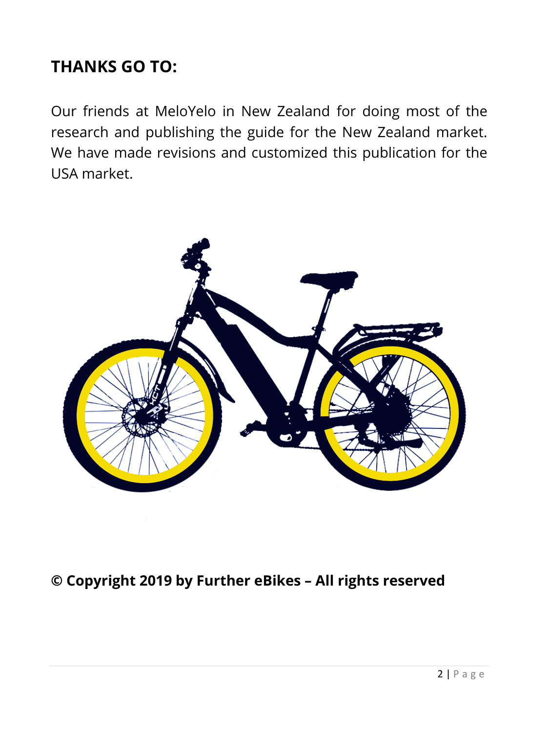## THANKS GO TO:

Our friends at MeloYelo in New Zealand for doing most of the research and publishing the guide for the New Zealand market. We have made revisions and customized this publication for the USA market.

**© Copyright 2019 by Further eBikes – All rights reserved**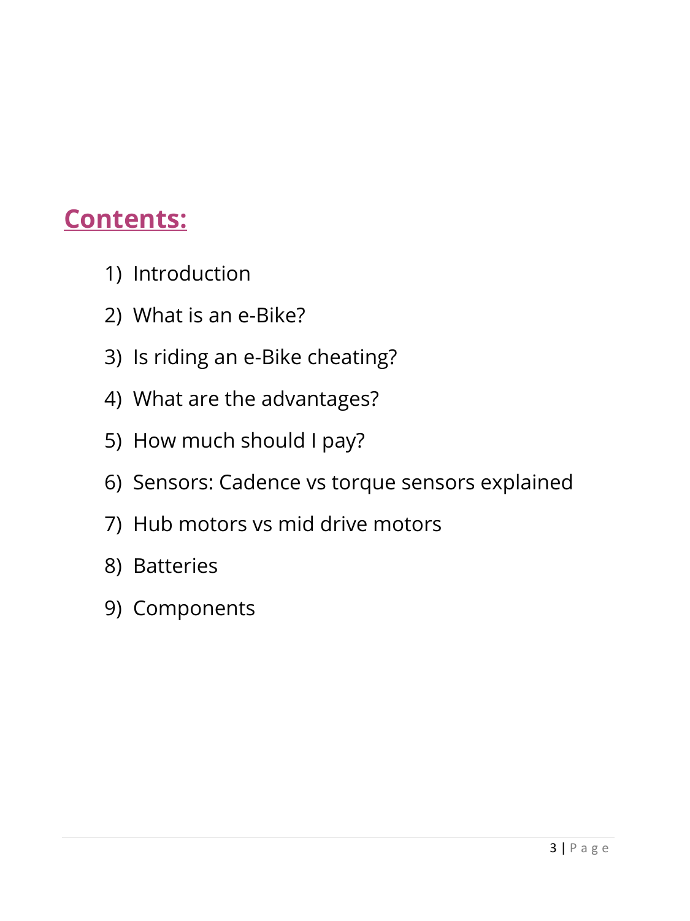## Contents:

1) Introduction
2) What is an e-Bike?
3) Is riding an e-Bike cheating?
4) What are the advantages?
5) How much should I pay?
6) Sensors: Cadence vs torque sensors explained
7) Hub motors vs mid drive motors
8) Batteries
9) Components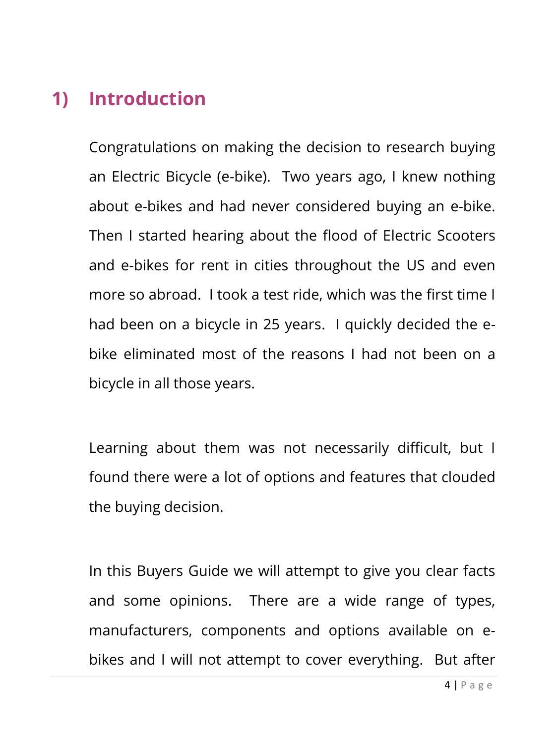# 1) Introduction

Congratulations on making the decision to research buying an Electric Bicycle (e-bike). Two years ago, I knew nothing about e-bikes and had never considered buying an e-bike. Then I started hearing about the flood of Electric Scooters and e-bikes for rent in cities throughout the US and even more so abroad. I took a test ride, which was the first time I had been on a bicycle in 25 years. I quickly decided the e-bike eliminated most of the reasons I had not been on a bicycle in all those years.

Learning about them was not necessarily difficult, but I found there were a lot of options and features that clouded the buying decision.

In this Buyers Guide we will attempt to give you clear facts and some opinions. There are a wide range of types, manufacturers, components and options available on e-bikes and I will not attempt to cover everything. But after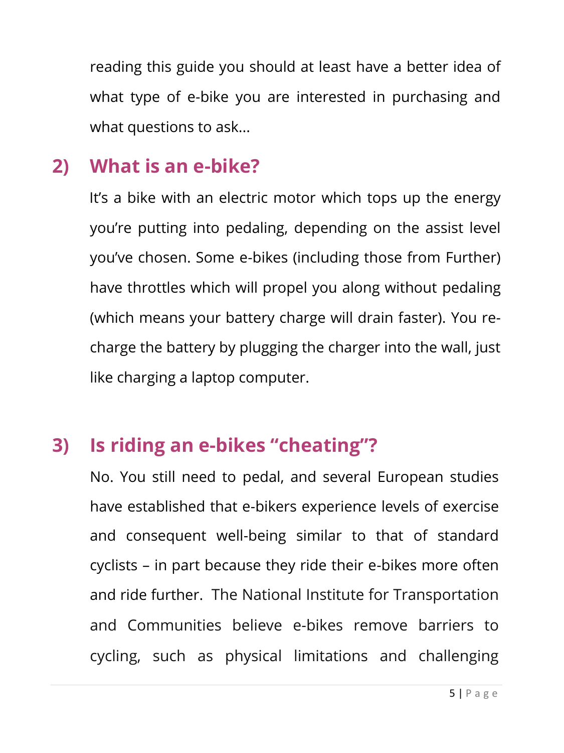reading this guide you should at least have a better idea of what type of e-bike you are interested in purchasing and what questions to ask…

## 2) What is an e-bike?

It's a bike with an electric motor which tops up the energy you're putting into pedaling, depending on the assist level you've chosen. Some e-bikes (including those from Further) have throttles which will propel you along without pedaling (which means your battery charge will drain faster). You re-charge the battery by plugging the charger into the wall, just like charging a laptop computer.

## 3) Is riding an e-bikes "cheating"?

No. You still need to pedal, and several European studies have established that e-bikers experience levels of exercise and consequent well-being similar to that of standard cyclists – in part because they ride their e-bikes more often and ride further. The National Institute for Transportation and Communities believe e-bikes remove barriers to cycling, such as physical limitations and challenging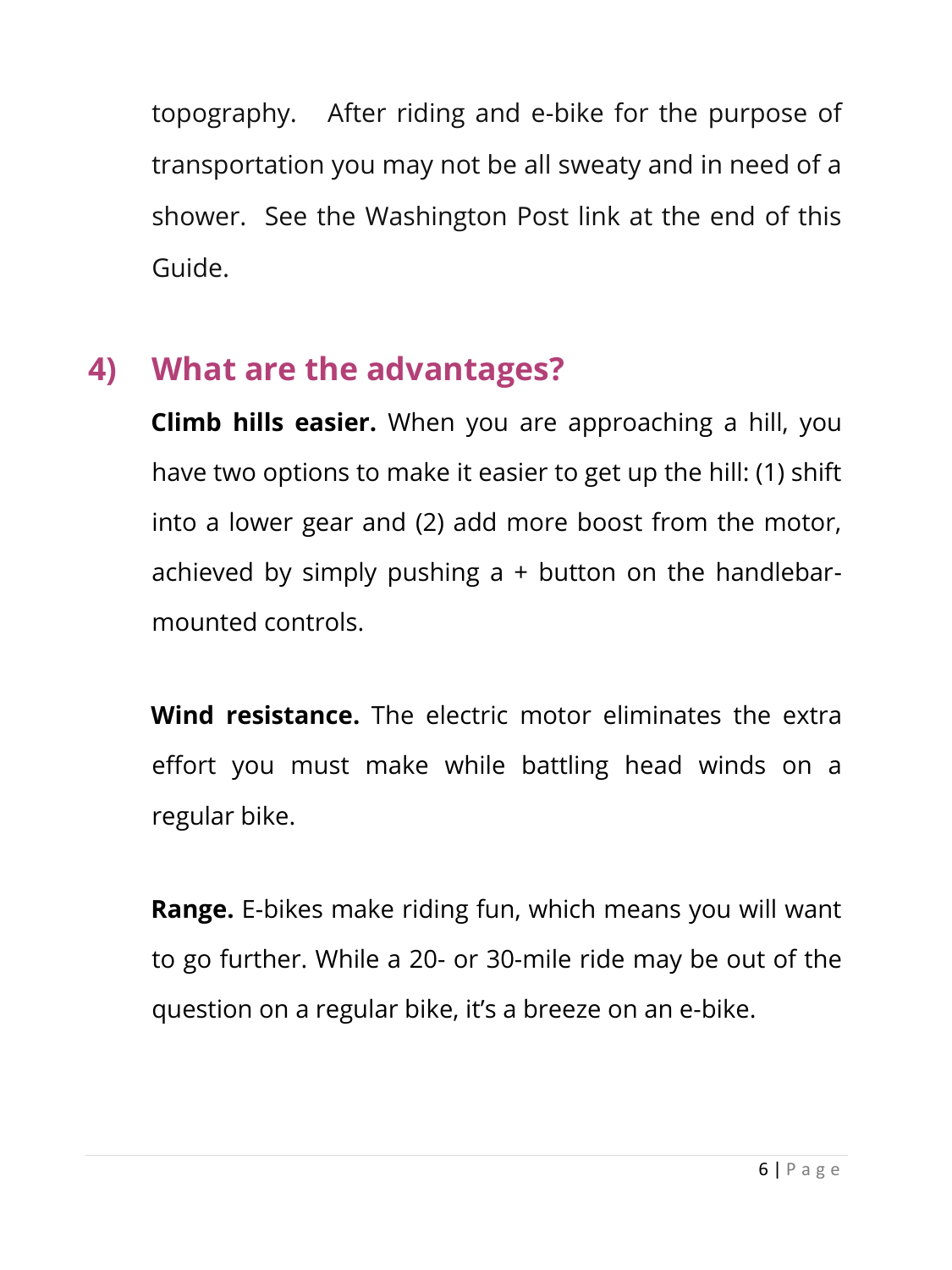topography. After riding and e-bike for the purpose of transportation you may not be all sweaty and in need of a shower. See the Washington Post link at the end of this Guide.

## 4) What are the advantages?

**Climb hills easier.** When you are approaching a hill, you have two options to make it easier to get up the hill: (1) shift into a lower gear and (2) add more boost from the motor, achieved by simply pushing a + button on the handlebar-mounted controls.

**Wind resistance.** The electric motor eliminates the extra effort you must make while battling head winds on a regular bike.

**Range.** E-bikes make riding fun, which means you will want to go further. While a 20- or 30-mile ride may be out of the question on a regular bike, it's a breeze on an e-bike.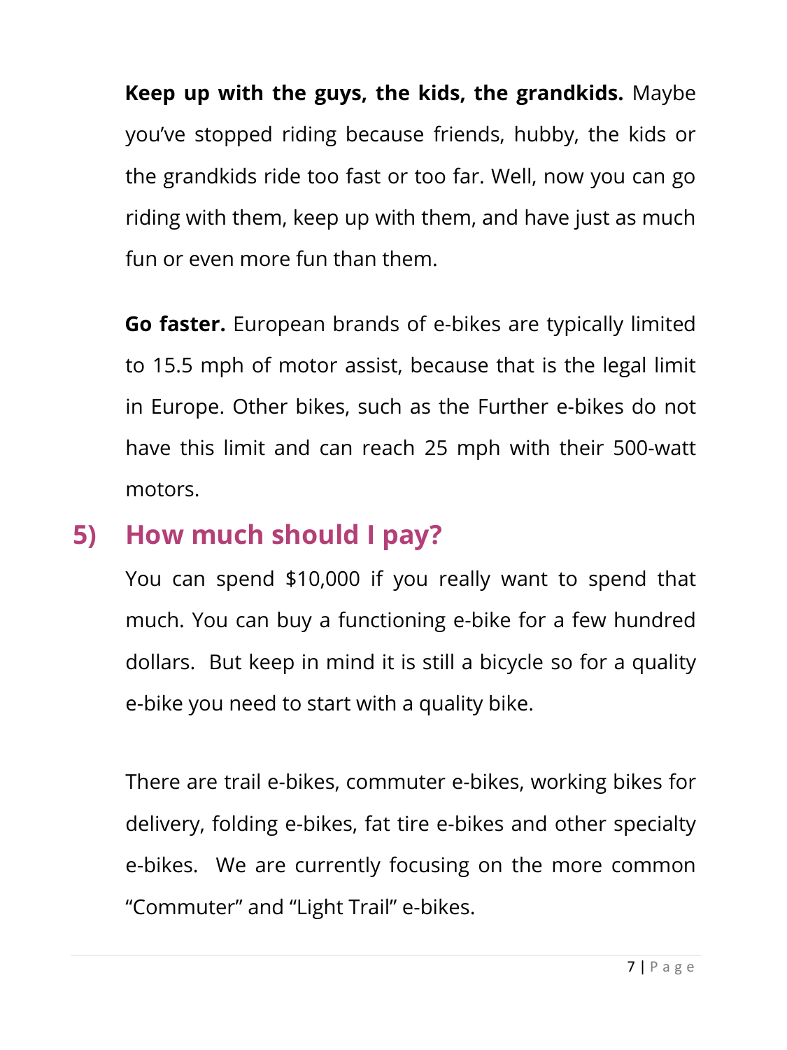**Keep up with the guys, the kids, the grandkids.** Maybe you've stopped riding because friends, hubby, the kids or the grandkids ride too fast or too far. Well, now you can go riding with them, keep up with them, and have just as much fun or even more fun than them.

**Go faster.** European brands of e-bikes are typically limited to 15.5 mph of motor assist, because that is the legal limit in Europe. Other bikes, such as the Further e-bikes do not have this limit and can reach 25 mph with their 500-watt motors.

## 5) How much should I pay?

You can spend $10,000 if you really want to spend that much. You can buy a functioning e-bike for a few hundred dollars. But keep in mind it is still a bicycle so for a quality e-bike you need to start with a quality bike.

There are trail e-bikes, commuter e-bikes, working bikes for delivery, folding e-bikes, fat tire e-bikes and other specialty e-bikes. We are currently focusing on the more common "Commuter" and "Light Trail" e-bikes.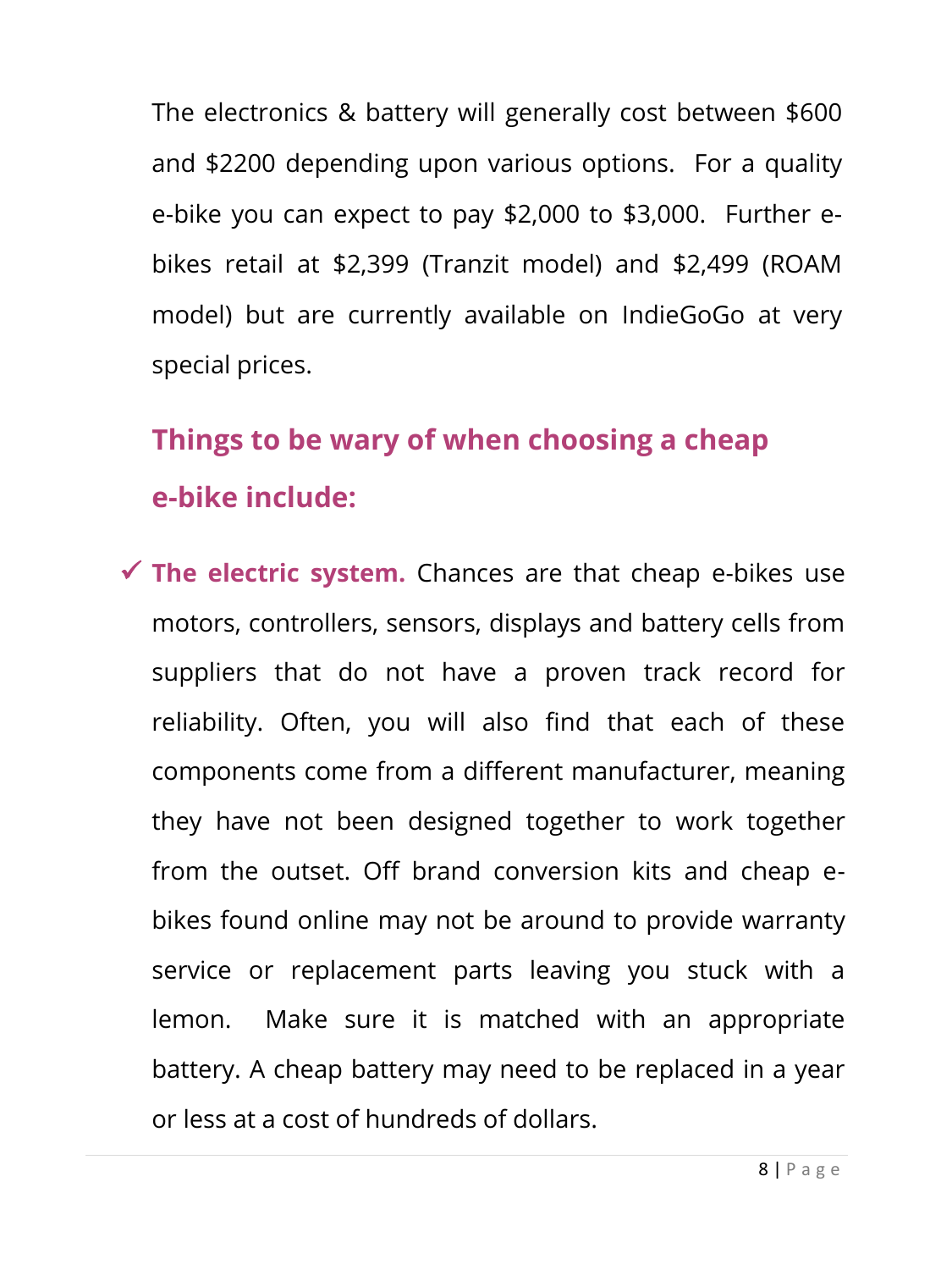The electronics & battery will generally cost between $600 and $2200 depending upon various options.  For a quality e-bike you can expect to pay $2,000 to $3,000.  Further e-bikes retail at $2,399 (Tranzit model) and $2,499 (ROAM model) but are currently available on IndieGoGo at very special prices.

## Things to be wary of when choosing a cheap e-bike include:

- ✓ **The electric system.** Chances are that cheap e-bikes use motors, controllers, sensors, displays and battery cells from suppliers that do not have a proven track record for reliability. Often, you will also find that each of these components come from a different manufacturer, meaning they have not been designed together to work together from the outset. Off brand conversion kits and cheap e-bikes found online may not be around to provide warranty service or replacement parts leaving you stuck with a lemon.  Make sure it is matched with an appropriate battery. A cheap battery may need to be replaced in a year or less at a cost of hundreds of dollars.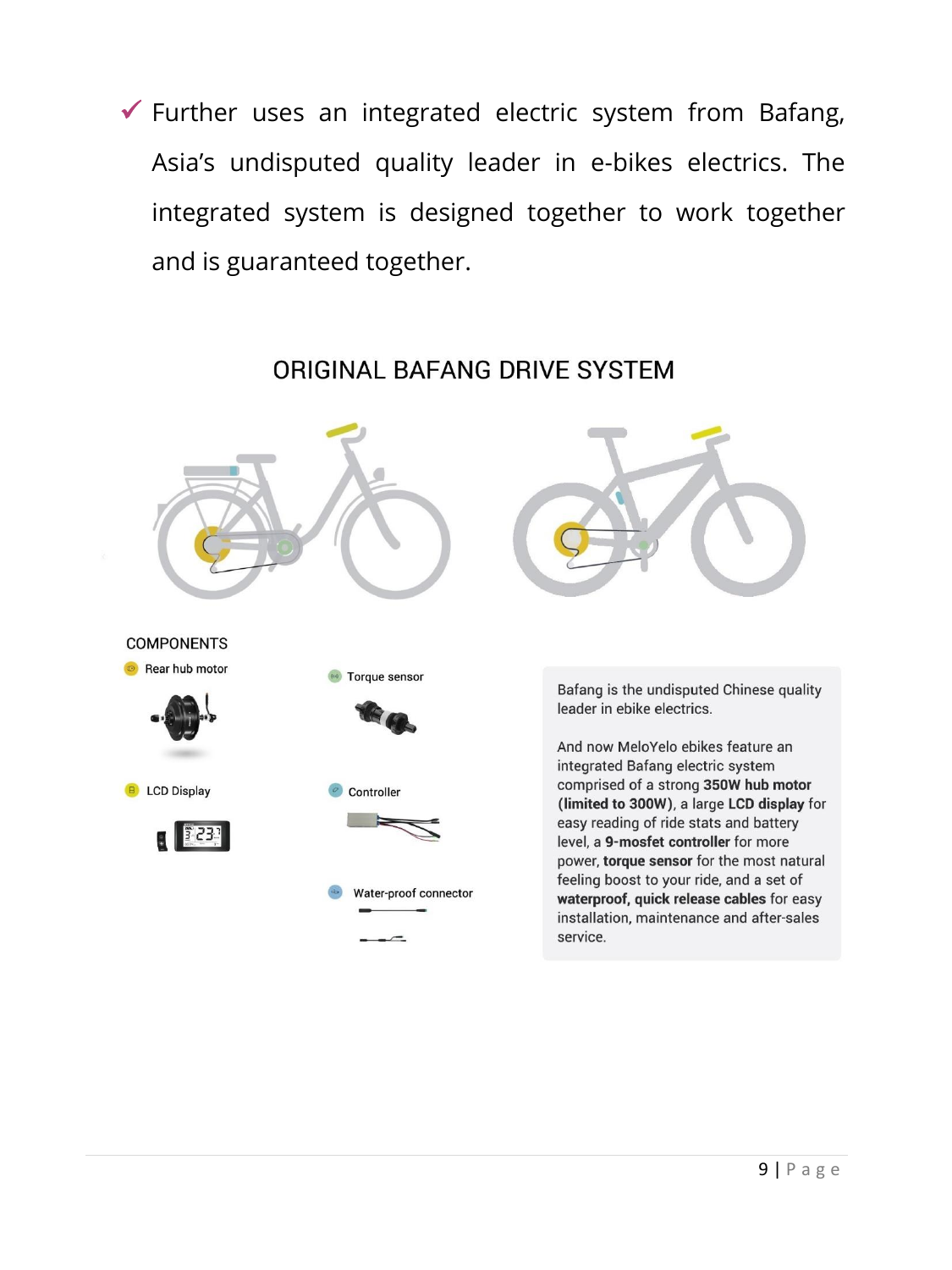- ✓ Further uses an integrated electric system from Bafang, Asia's undisputed quality leader in e-bikes electrics. The integrated system is designed together to work together and is guaranteed together.

## ORIGINAL BAFANG DRIVE SYSTEM

COMPONENTS

- Rear hub motor
- Torque sensor
- LCD Display
- Controller
- Water-proof connector

Bafang is the undisputed Chinese quality leader in ebike electrics.

And now MeloYelo ebikes feature an integrated Bafang electric system comprised of a strong **350W hub motor (limited to 300W)**, a large **LCD display** for easy reading of ride stats and battery level, a **9-mosfet controller** for more power, **torque sensor** for the most natural feeling boost to your ride, and a set of **waterproof, quick release cables** for easy installation, maintenance and after-sales service.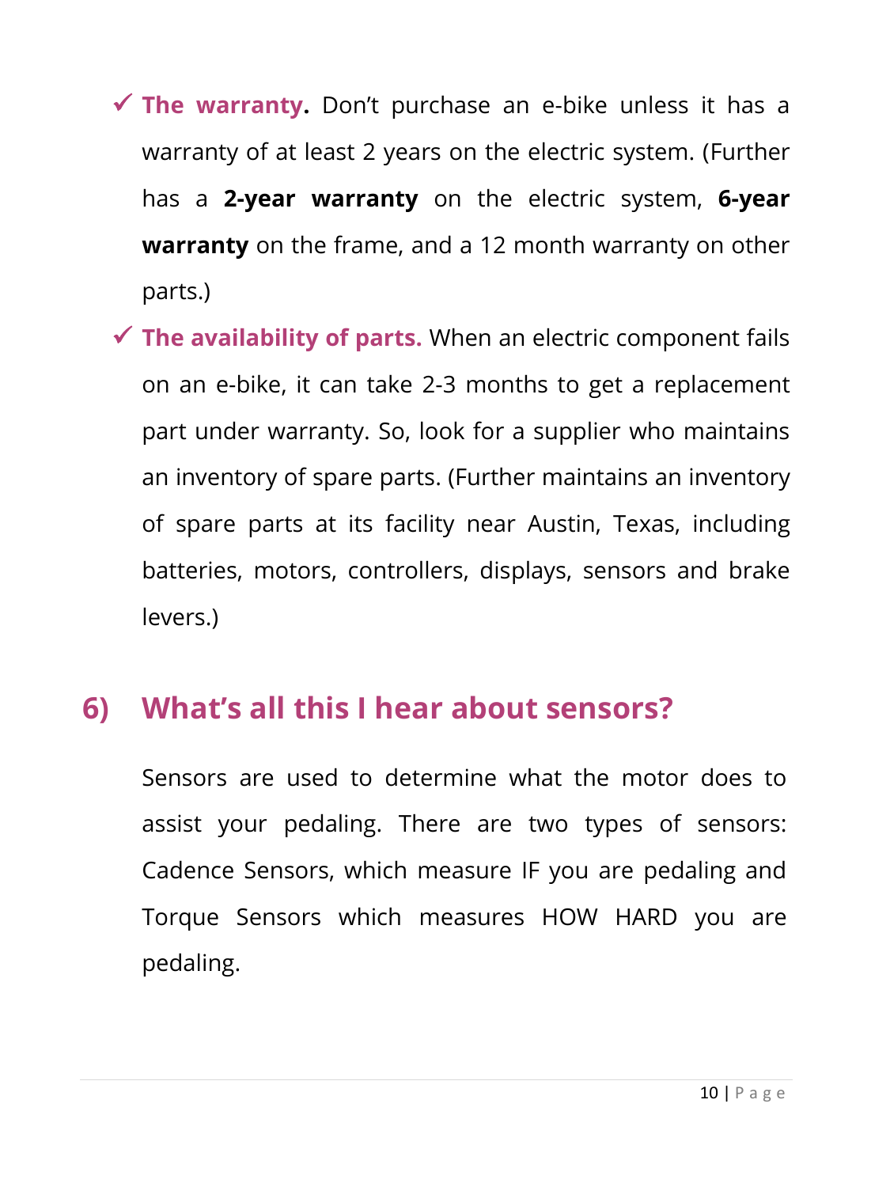- ✓ **The warranty.** Don't purchase an e-bike unless it has a warranty of at least 2 years on the electric system. (Further has a **2-year warranty** on the electric system, **6-year warranty** on the frame, and a 12 month warranty on other parts.)
- ✓ **The availability of parts.** When an electric component fails on an e-bike, it can take 2-3 months to get a replacement part under warranty. So, look for a supplier who maintains an inventory of spare parts. (Further maintains an inventory of spare parts at its facility near Austin, Texas, including batteries, motors, controllers, displays, sensors and brake levers.)

## 6) What's all this I hear about sensors?

Sensors are used to determine what the motor does to assist your pedaling. There are two types of sensors: Cadence Sensors, which measure IF you are pedaling and Torque Sensors which measures HOW HARD you are pedaling.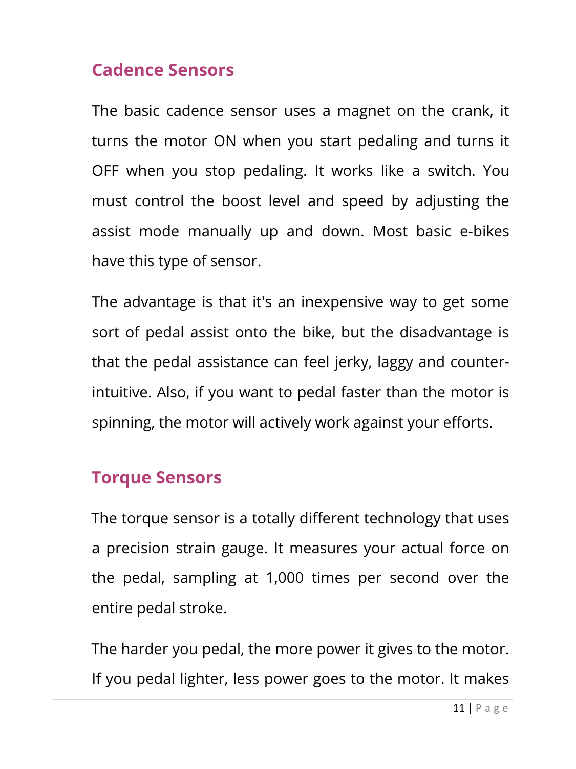## Cadence Sensors

The basic cadence sensor uses a magnet on the crank, it turns the motor ON when you start pedaling and turns it OFF when you stop pedaling. It works like a switch. You must control the boost level and speed by adjusting the assist mode manually up and down. Most basic e-bikes have this type of sensor.

The advantage is that it's an inexpensive way to get some sort of pedal assist onto the bike, but the disadvantage is that the pedal assistance can feel jerky, laggy and counter-intuitive. Also, if you want to pedal faster than the motor is spinning, the motor will actively work against your efforts.

## Torque Sensors

The torque sensor is a totally different technology that uses a precision strain gauge. It measures your actual force on the pedal, sampling at 1,000 times per second over the entire pedal stroke.

The harder you pedal, the more power it gives to the motor. If you pedal lighter, less power goes to the motor. It makes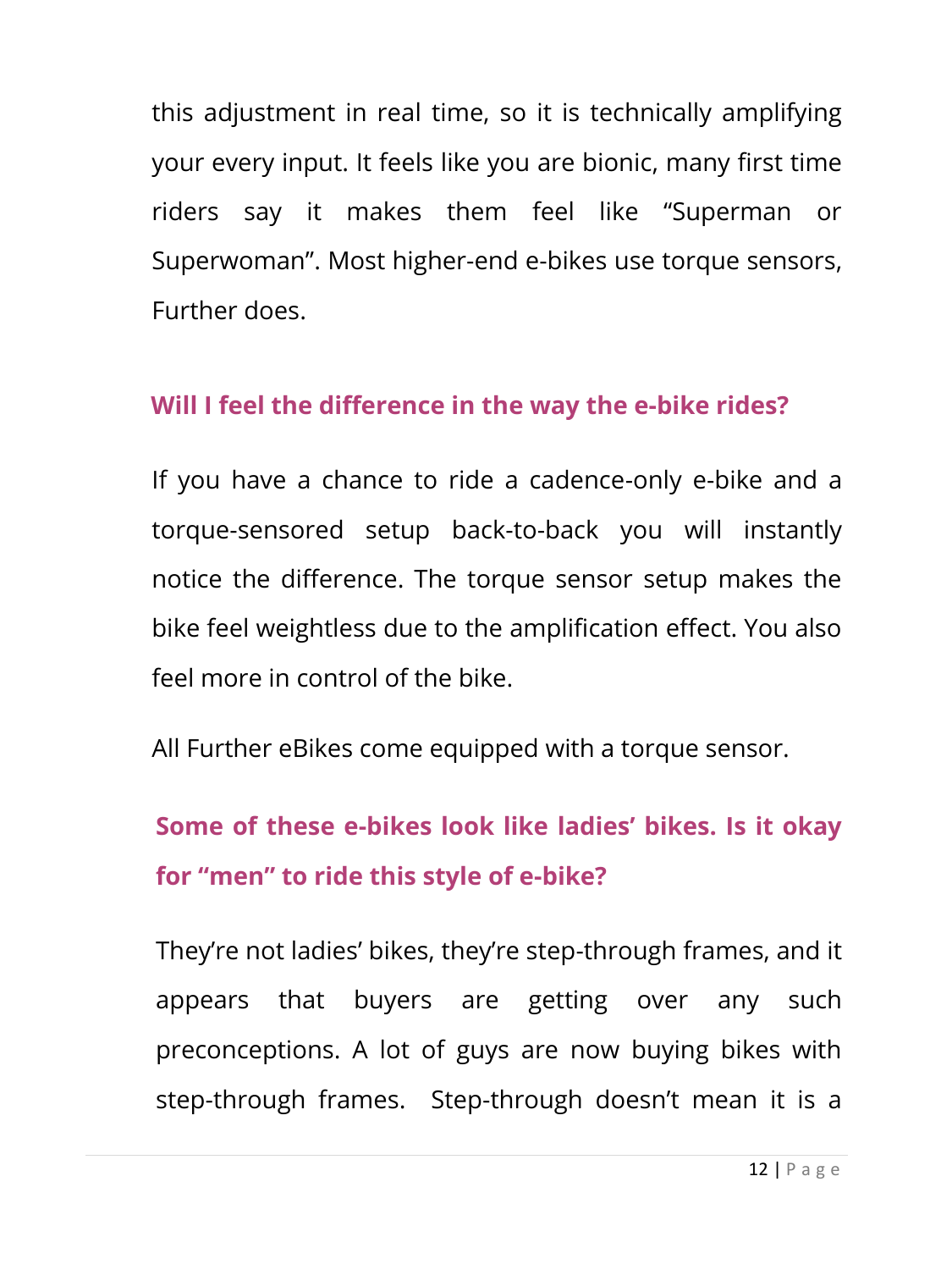this adjustment in real time, so it is technically amplifying your every input. It feels like you are bionic, many first time riders say it makes them feel like “Superman or Superwoman”. Most higher-end e-bikes use torque sensors, Further does.

### Will I feel the difference in the way the e-bike rides?

If you have a chance to ride a cadence-only e-bike and a torque-sensored setup back-to-back you will instantly notice the difference. The torque sensor setup makes the bike feel weightless due to the amplification effect. You also feel more in control of the bike.

All Further eBikes come equipped with a torque sensor.

### Some of these e-bikes look like ladies’ bikes. Is it okay for “men” to ride this style of e-bike?

They’re not ladies’ bikes, they’re step-through frames, and it appears that buyers are getting over any such preconceptions. A lot of guys are now buying bikes with step-through frames.  Step-through doesn’t mean it is a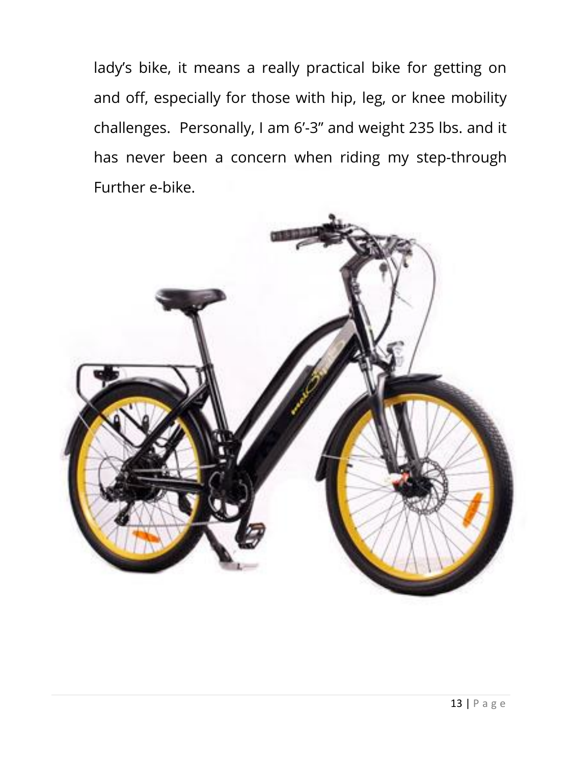lady's bike, it means a really practical bike for getting on and off, especially for those with hip, leg, or knee mobility challenges. Personally, I am 6'-3" and weight 235 lbs. and it has never been a concern when riding my step-through Further e-bike.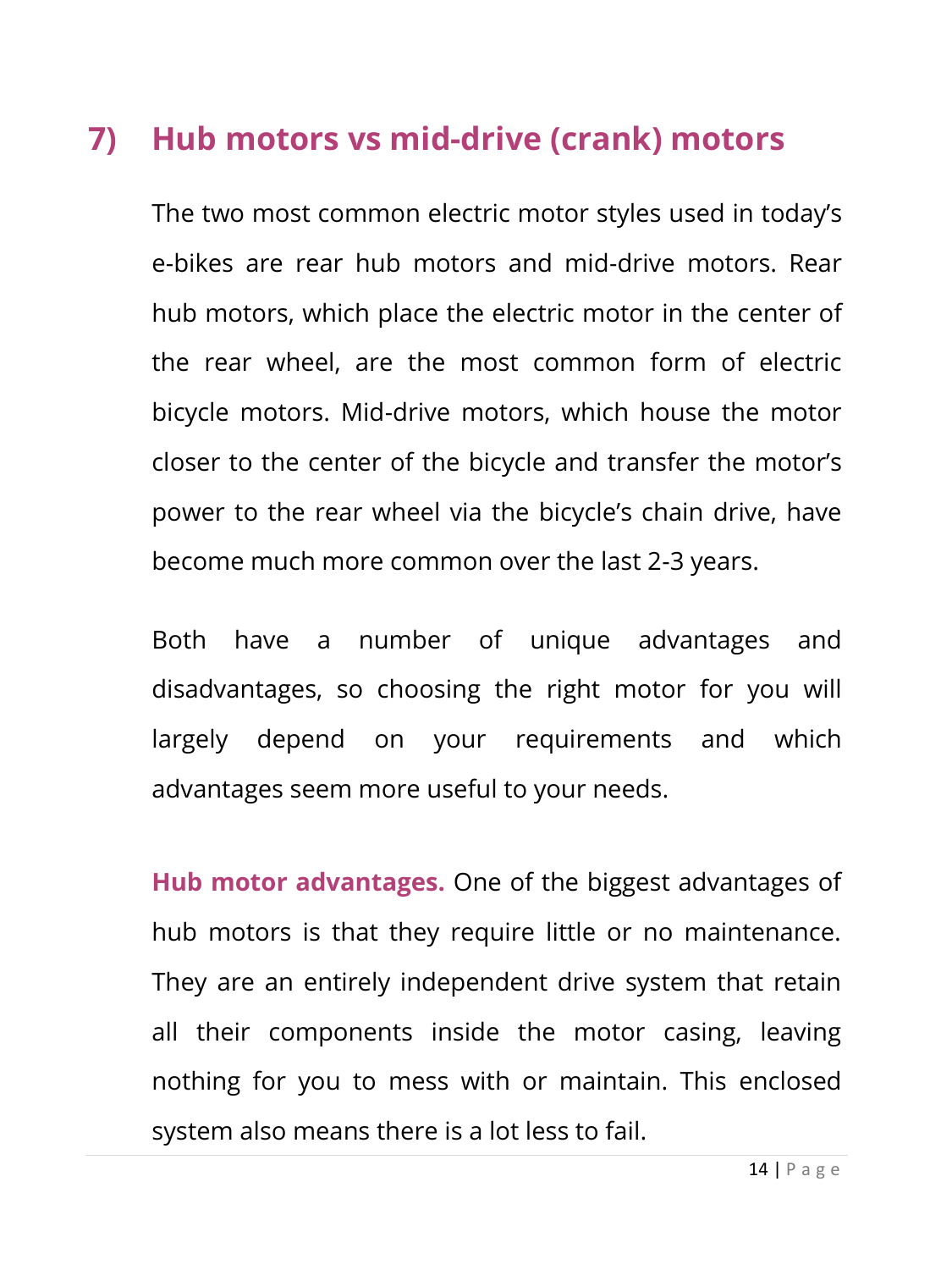## 7) Hub motors vs mid-drive (crank) motors

The two most common electric motor styles used in today's e-bikes are rear hub motors and mid-drive motors. Rear hub motors, which place the electric motor in the center of the rear wheel, are the most common form of electric bicycle motors. Mid-drive motors, which house the motor closer to the center of the bicycle and transfer the motor's power to the rear wheel via the bicycle's chain drive, have become much more common over the last 2-3 years.

Both have a number of unique advantages and disadvantages, so choosing the right motor for you will largely depend on your requirements and which advantages seem more useful to your needs.

**Hub motor advantages.** One of the biggest advantages of hub motors is that they require little or no maintenance. They are an entirely independent drive system that retain all their components inside the motor casing, leaving nothing for you to mess with or maintain. This enclosed system also means there is a lot less to fail.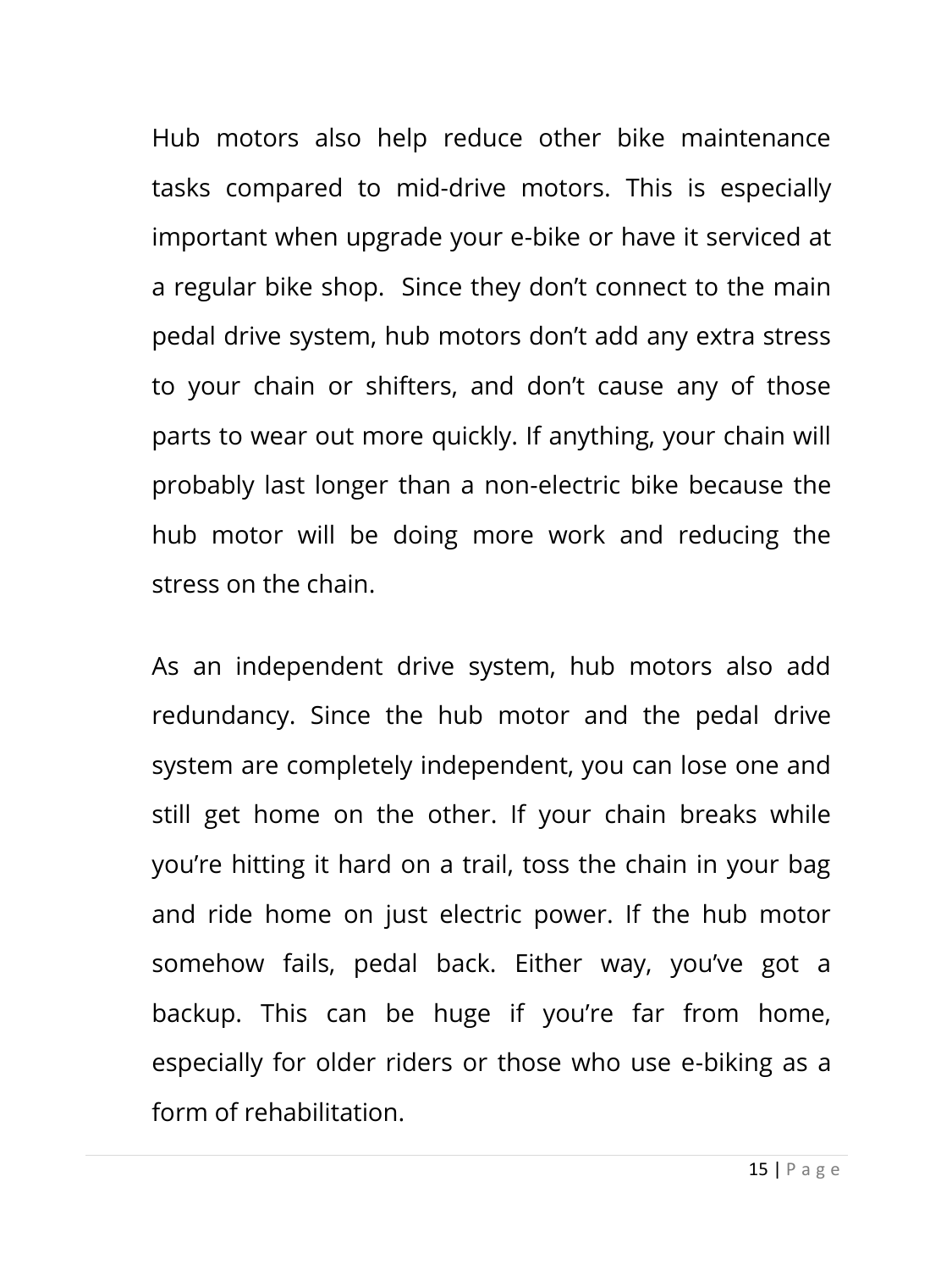Hub motors also help reduce other bike maintenance tasks compared to mid-drive motors. This is especially important when upgrade your e-bike or have it serviced at a regular bike shop.  Since they don't connect to the main pedal drive system, hub motors don't add any extra stress to your chain or shifters, and don't cause any of those parts to wear out more quickly. If anything, your chain will probably last longer than a non-electric bike because the hub motor will be doing more work and reducing the stress on the chain.

As an independent drive system, hub motors also add redundancy. Since the hub motor and the pedal drive system are completely independent, you can lose one and still get home on the other. If your chain breaks while you're hitting it hard on a trail, toss the chain in your bag and ride home on just electric power. If the hub motor somehow fails, pedal back. Either way, you've got a backup. This can be huge if you're far from home, especially for older riders or those who use e-biking as a form of rehabilitation.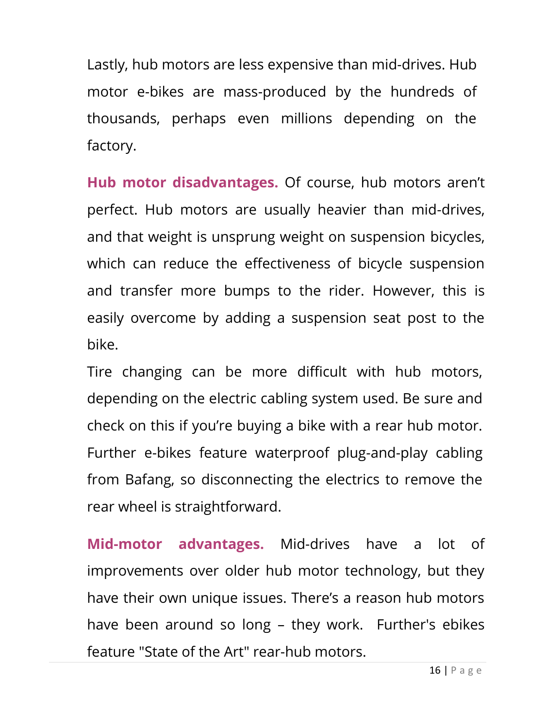Lastly, hub motors are less expensive than mid-drives. Hub motor e-bikes are mass-produced by the hundreds of thousands, perhaps even millions depending on the factory.

**Hub motor disadvantages.** Of course, hub motors aren't perfect. Hub motors are usually heavier than mid-drives, and that weight is unsprung weight on suspension bicycles, which can reduce the effectiveness of bicycle suspension and transfer more bumps to the rider. However, this is easily overcome by adding a suspension seat post to the bike.

Tire changing can be more difficult with hub motors, depending on the electric cabling system used. Be sure and check on this if you're buying a bike with a rear hub motor. Further e-bikes feature waterproof plug-and-play cabling from Bafang, so disconnecting the electrics to remove the rear wheel is straightforward.

**Mid-motor advantages.** Mid-drives have a lot of improvements over older hub motor technology, but they have their own unique issues. There's a reason hub motors have been around so long – they work. Further's ebikes feature "State of the Art" rear-hub motors.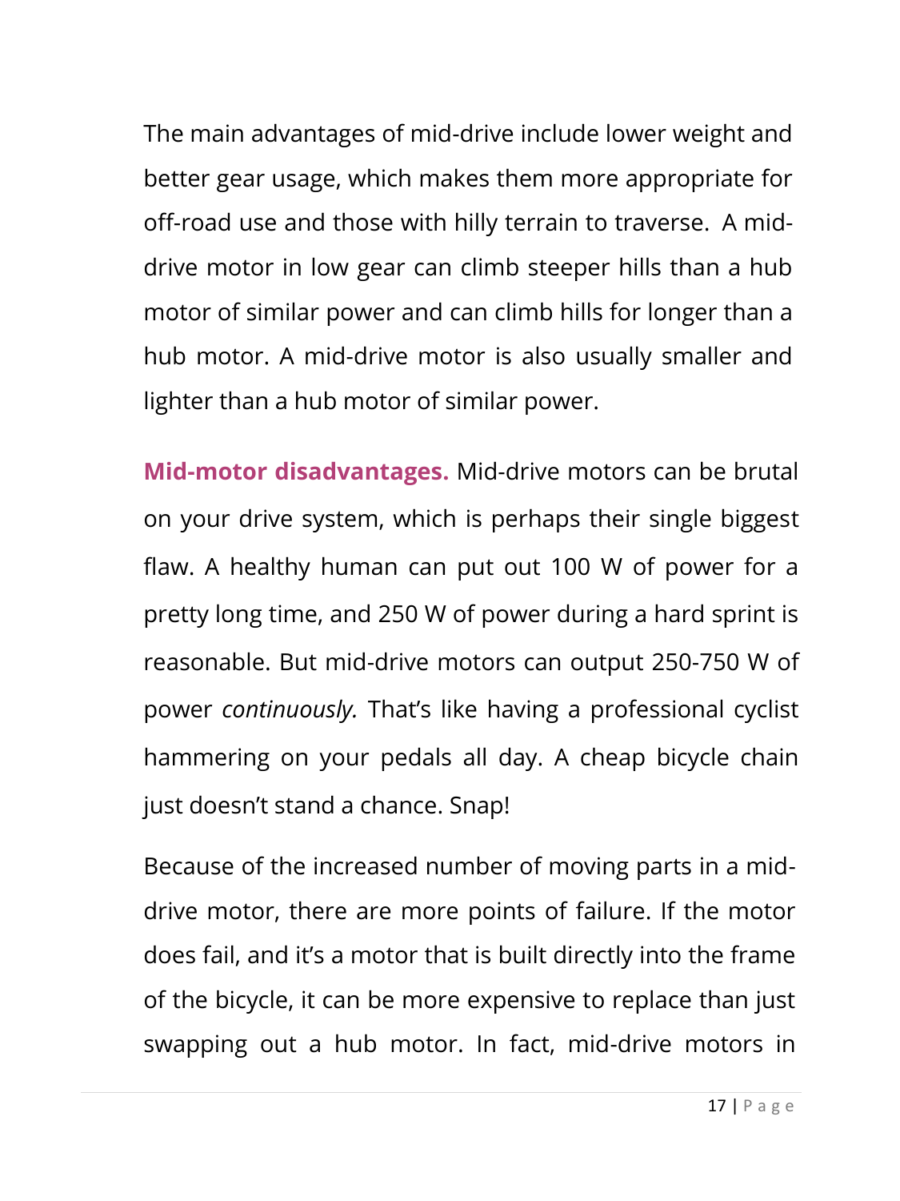The main advantages of mid-drive include lower weight and better gear usage, which makes them more appropriate for off-road use and those with hilly terrain to traverse. A mid-drive motor in low gear can climb steeper hills than a hub motor of similar power and can climb hills for longer than a hub motor. A mid-drive motor is also usually smaller and lighter than a hub motor of similar power.

**Mid-motor disadvantages.** Mid-drive motors can be brutal on your drive system, which is perhaps their single biggest flaw. A healthy human can put out 100 W of power for a pretty long time, and 250 W of power during a hard sprint is reasonable. But mid-drive motors can output 250-750 W of power *continuously.* That's like having a professional cyclist hammering on your pedals all day. A cheap bicycle chain just doesn't stand a chance. Snap!

Because of the increased number of moving parts in a mid-drive motor, there are more points of failure. If the motor does fail, and it's a motor that is built directly into the frame of the bicycle, it can be more expensive to replace than just swapping out a hub motor. In fact, mid-drive motors in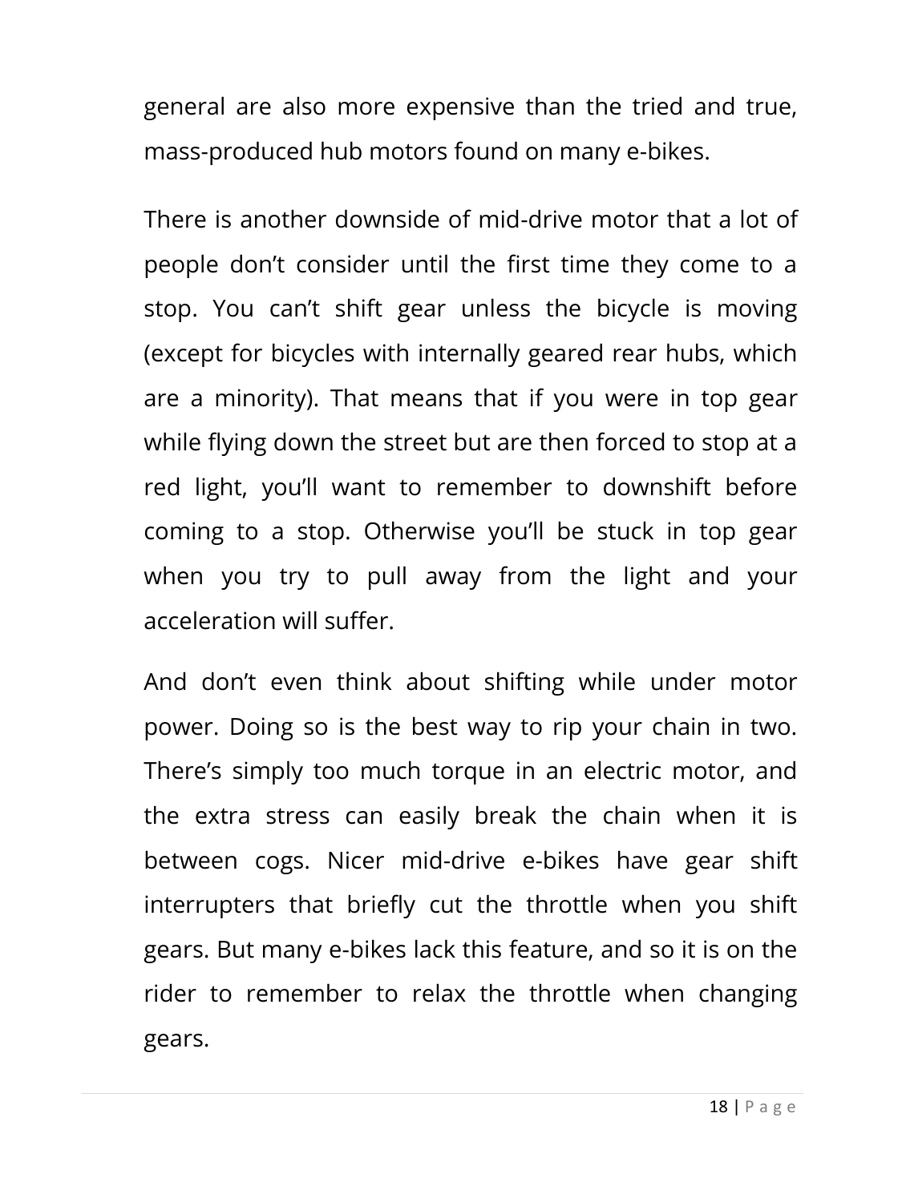general are also more expensive than the tried and true, mass-produced hub motors found on many e-bikes.

There is another downside of mid-drive motor that a lot of people don't consider until the first time they come to a stop. You can't shift gear unless the bicycle is moving (except for bicycles with internally geared rear hubs, which are a minority). That means that if you were in top gear while flying down the street but are then forced to stop at a red light, you'll want to remember to downshift before coming to a stop. Otherwise you'll be stuck in top gear when you try to pull away from the light and your acceleration will suffer.

And don't even think about shifting while under motor power. Doing so is the best way to rip your chain in two. There's simply too much torque in an electric motor, and the extra stress can easily break the chain when it is between cogs. Nicer mid-drive e-bikes have gear shift interrupters that briefly cut the throttle when you shift gears. But many e-bikes lack this feature, and so it is on the rider to remember to relax the throttle when changing gears.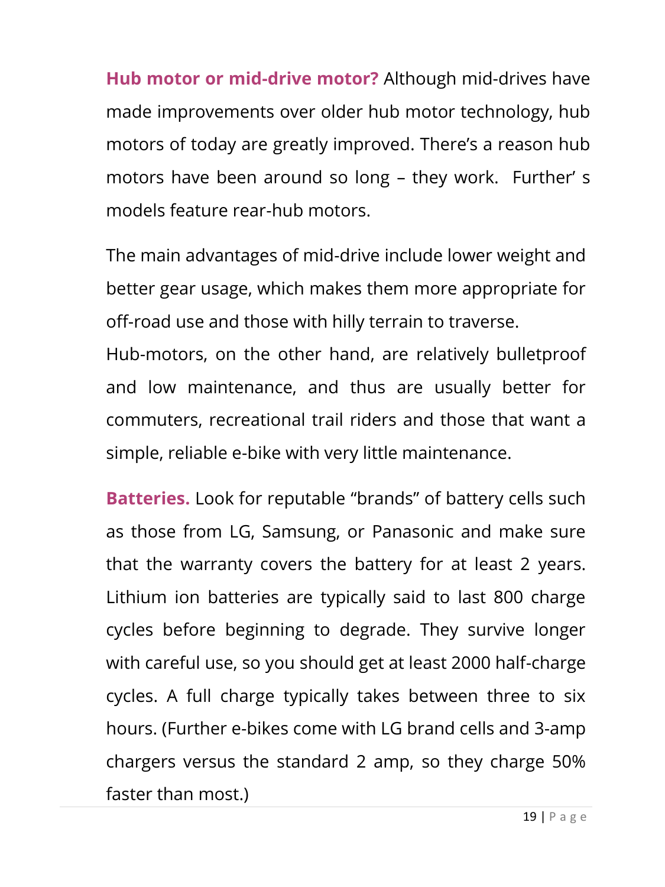**Hub motor or mid-drive motor?** Although mid-drives have made improvements over older hub motor technology, hub motors of today are greatly improved. There's a reason hub motors have been around so long – they work. Further' s models feature rear-hub motors.

The main advantages of mid-drive include lower weight and better gear usage, which makes them more appropriate for off-road use and those with hilly terrain to traverse.
Hub-motors, on the other hand, are relatively bulletproof and low maintenance, and thus are usually better for commuters, recreational trail riders and those that want a simple, reliable e-bike with very little maintenance.

**Batteries.** Look for reputable "brands" of battery cells such as those from LG, Samsung, or Panasonic and make sure that the warranty covers the battery for at least 2 years. Lithium ion batteries are typically said to last 800 charge cycles before beginning to degrade. They survive longer with careful use, so you should get at least 2000 half-charge cycles. A full charge typically takes between three to six hours. (Further e-bikes come with LG brand cells and 3-amp chargers versus the standard 2 amp, so they charge 50% faster than most.)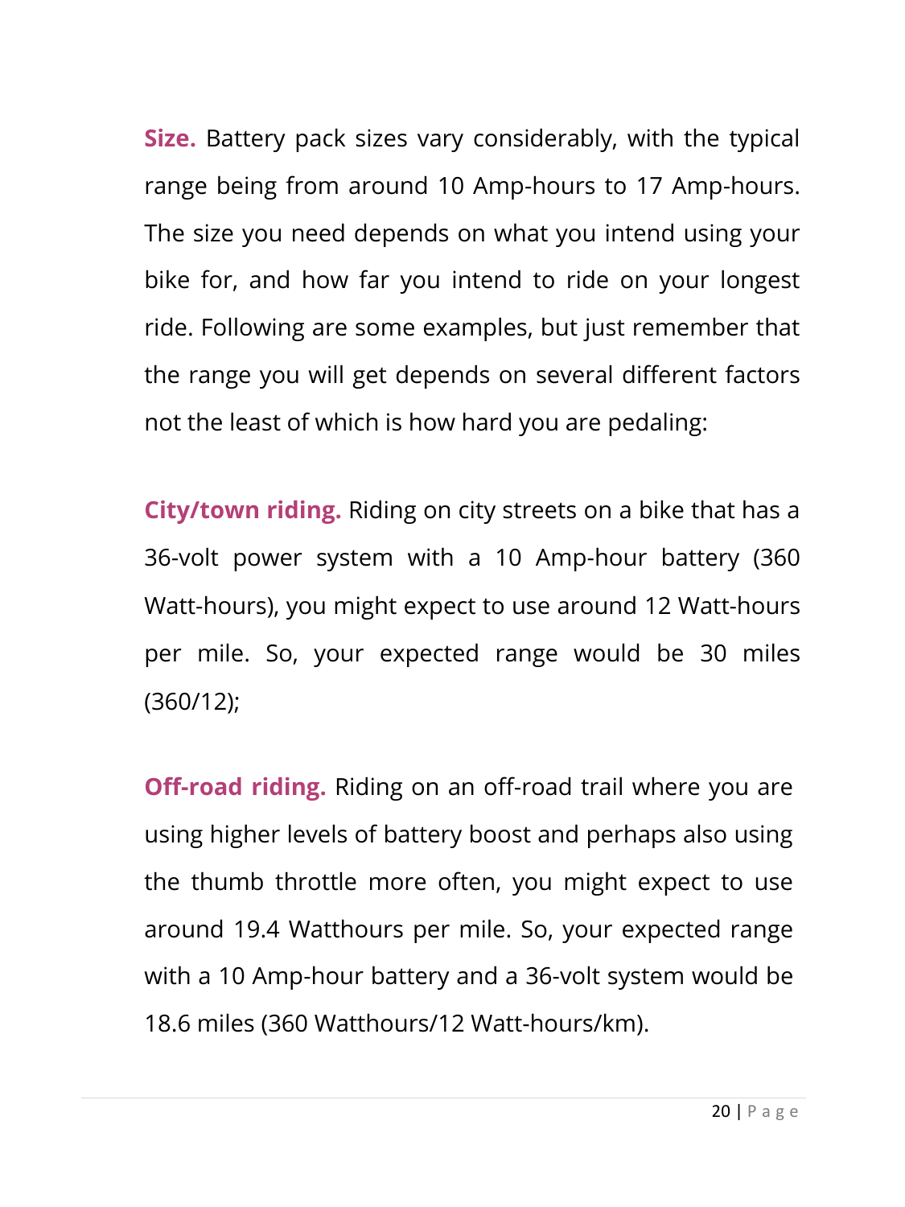**Size.** Battery pack sizes vary considerably, with the typical range being from around 10 Amp-hours to 17 Amp-hours. The size you need depends on what you intend using your bike for, and how far you intend to ride on your longest ride. Following are some examples, but just remember that the range you will get depends on several different factors not the least of which is how hard you are pedaling:

**City/town riding.** Riding on city streets on a bike that has a 36-volt power system with a 10 Amp-hour battery (360 Watt-hours), you might expect to use around 12 Watt-hours per mile. So, your expected range would be 30 miles (360/12);

**Off-road riding.** Riding on an off-road trail where you are using higher levels of battery boost and perhaps also using the thumb throttle more often, you might expect to use around 19.4 Watthours per mile. So, your expected range with a 10 Amp-hour battery and a 36-volt system would be 18.6 miles (360 Watthours/12 Watt-hours/km).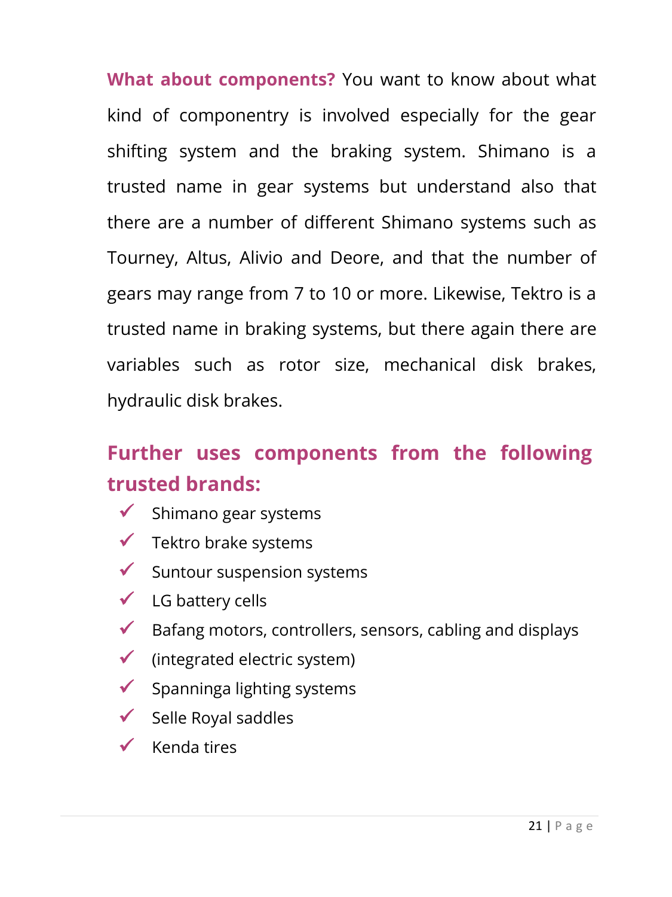**What about components?** You want to know about what kind of componentry is involved especially for the gear shifting system and the braking system. Shimano is a trusted name in gear systems but understand also that there are a number of different Shimano systems such as Tourney, Altus, Alivio and Deore, and that the number of gears may range from 7 to 10 or more. Likewise, Tektro is a trusted name in braking systems, but there again there are variables such as rotor size, mechanical disk brakes, hydraulic disk brakes.

## Further uses components from the following trusted brands:

- ✓ Shimano gear systems
- ✓ Tektro brake systems
- ✓ Suntour suspension systems
- ✓ LG battery cells
- ✓ Bafang motors, controllers, sensors, cabling and displays
- ✓ (integrated electric system)
- ✓ Spanninga lighting systems
- ✓ Selle Royal saddles
- ✓ Kenda tires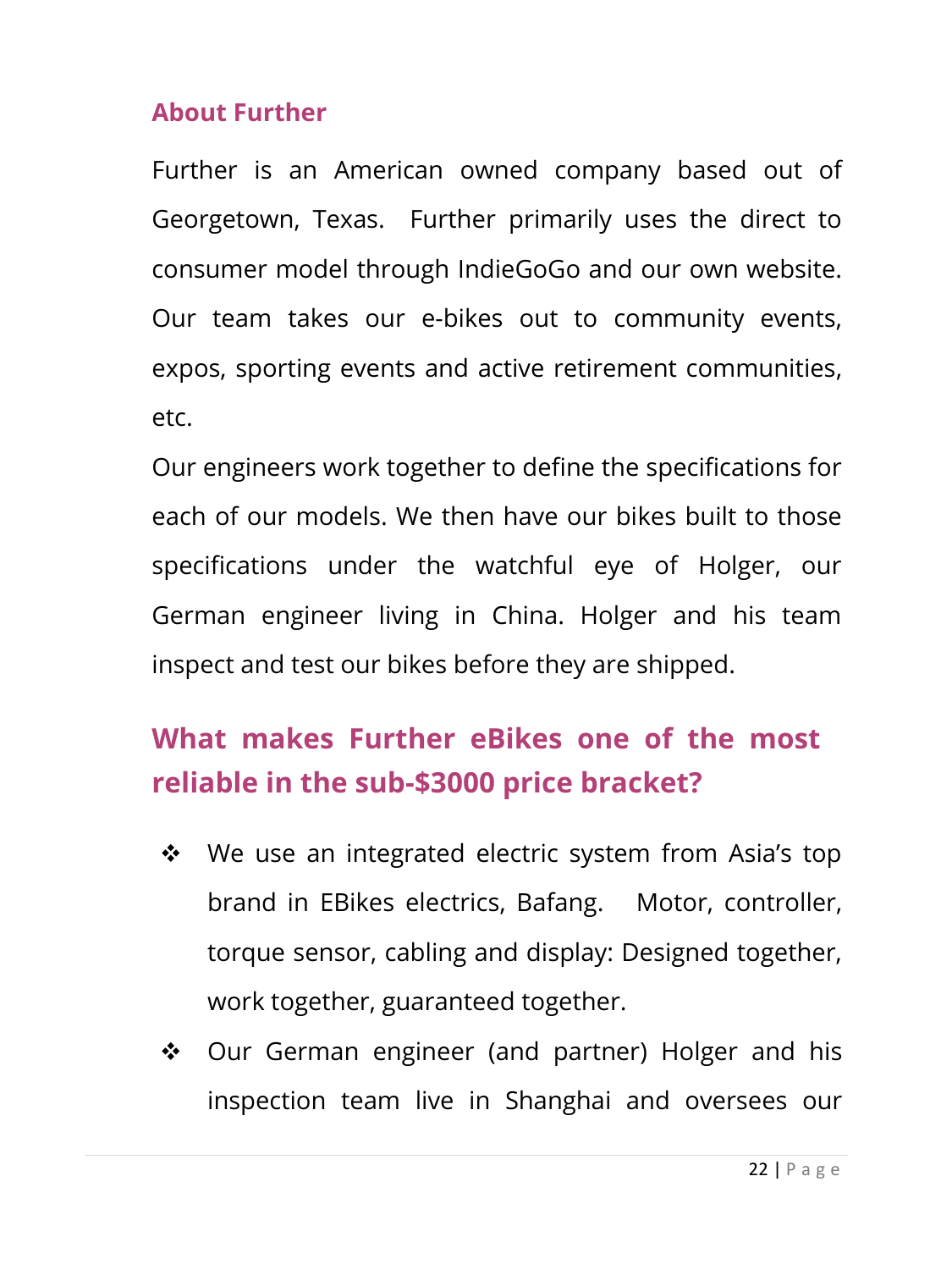### About Further

Further is an American owned company based out of Georgetown, Texas.  Further primarily uses the direct to consumer model through IndieGoGo and our own website. Our team takes our e-bikes out to community events, expos, sporting events and active retirement communities, etc.

Our engineers work together to define the specifications for each of our models. We then have our bikes built to those specifications under the watchful eye of Holger, our German engineer living in China. Holger and his team inspect and test our bikes before they are shipped.

## What makes Further eBikes one of the most reliable in the sub-$3000 price bracket?

- We use an integrated electric system from Asia's top brand in EBikes electrics, Bafang.   Motor, controller, torque sensor, cabling and display: Designed together, work together, guaranteed together.
- Our German engineer (and partner) Holger and his inspection team live in Shanghai and oversees our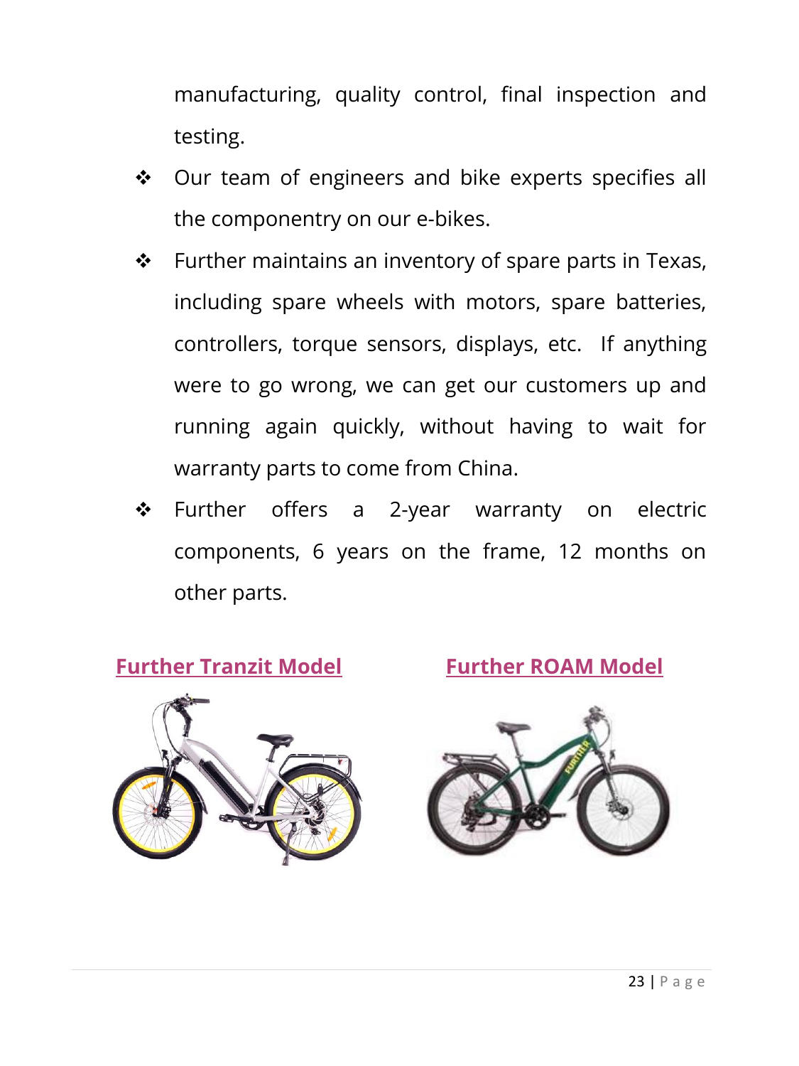manufacturing, quality control, final inspection and testing.

- Our team of engineers and bike experts specifies all the componentry on our e-bikes.
- Further maintains an inventory of spare parts in Texas, including spare wheels with motors, spare batteries, controllers, torque sensors, displays, etc. If anything were to go wrong, we can get our customers up and running again quickly, without having to wait for warranty parts to come from China.
- Further offers a 2-year warranty on electric components, 6 years on the frame, 12 months on other parts.

**Further Tranzit Model**

**Further ROAM Model**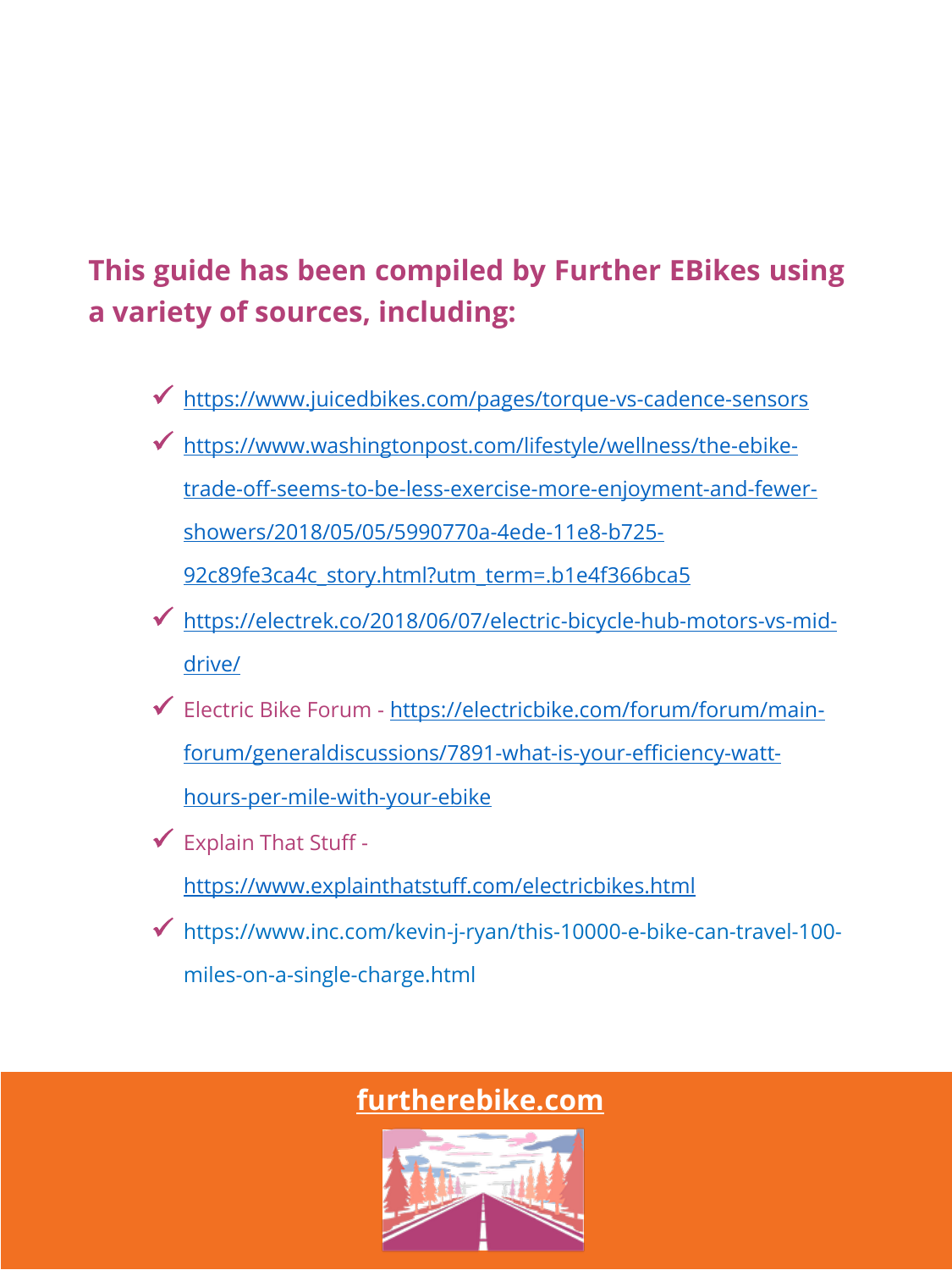**This guide has been compiled by Further EBikes using a variety of sources, including:**

- ✓ https://www.juicedbikes.com/pages/torque-vs-cadence-sensors
- ✓ https://www.washingtonpost.com/lifestyle/wellness/the-ebike-trade-off-seems-to-be-less-exercise-more-enjoyment-and-fewer-showers/2018/05/05/5990770a-4ede-11e8-b725-92c89fe3ca4c_story.html?utm_term=.b1e4f366bca5
- ✓ https://electrek.co/2018/06/07/electric-bicycle-hub-motors-vs-mid-drive/
- ✓ Electric Bike Forum - https://electricbike.com/forum/forum/main-forum/generaldiscussions/7891-what-is-your-efficiency-watt-hours-per-mile-with-your-ebike
- ✓ Explain That Stuff - https://www.explainthatstuff.com/electricbikes.html
- ✓ https://www.inc.com/kevin-j-ryan/this-10000-e-bike-can-travel-100-miles-on-a-single-charge.html

**furtherebike.com**